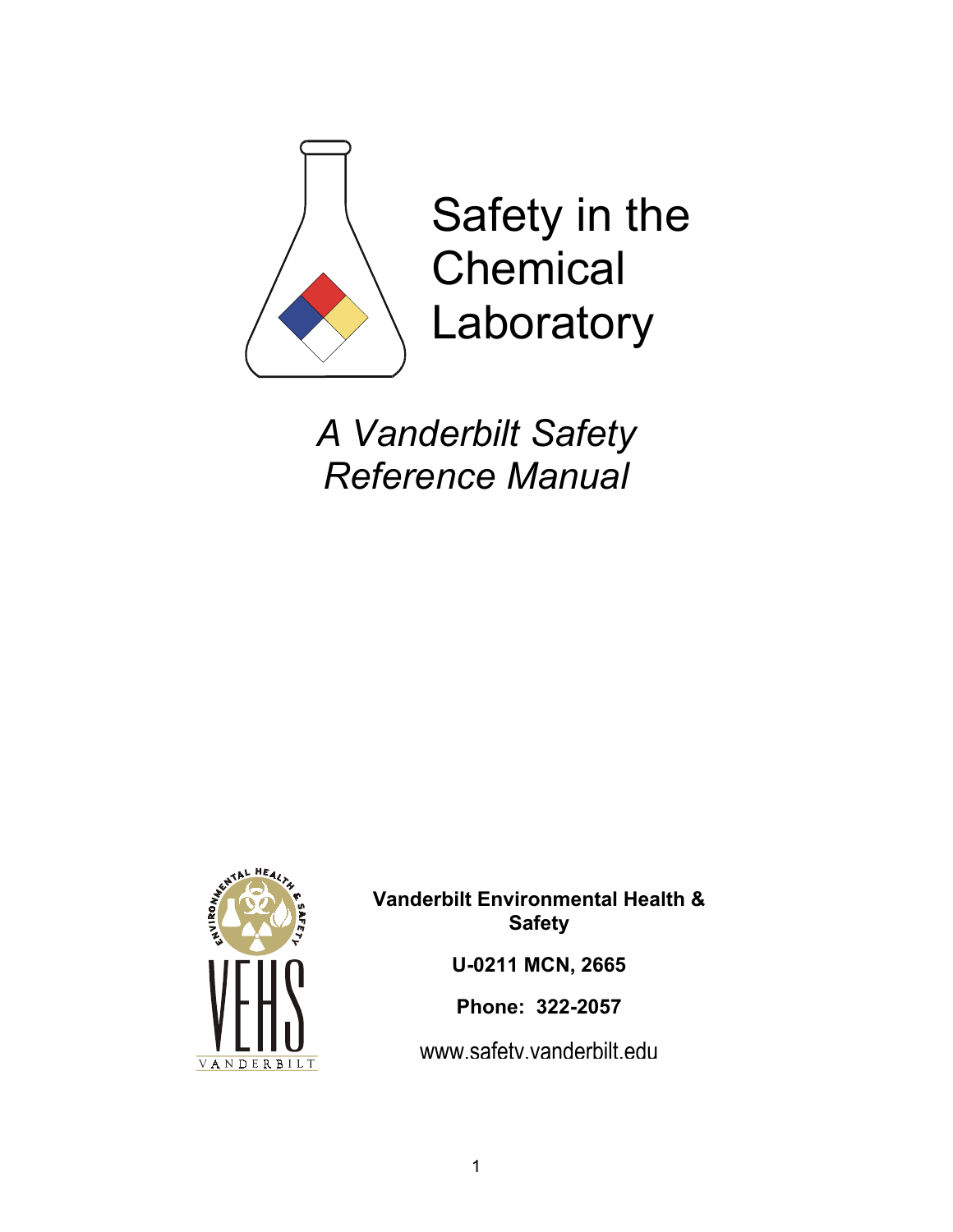# Safety in the Chemical Laboratory

*A Vanderbilt Safety Reference Manual*

**Vanderbilt Environmental Health & Safety**

**U-0211 MCN, 2665**

**Phone: 322-2057**

www.safety.vanderbilt.edu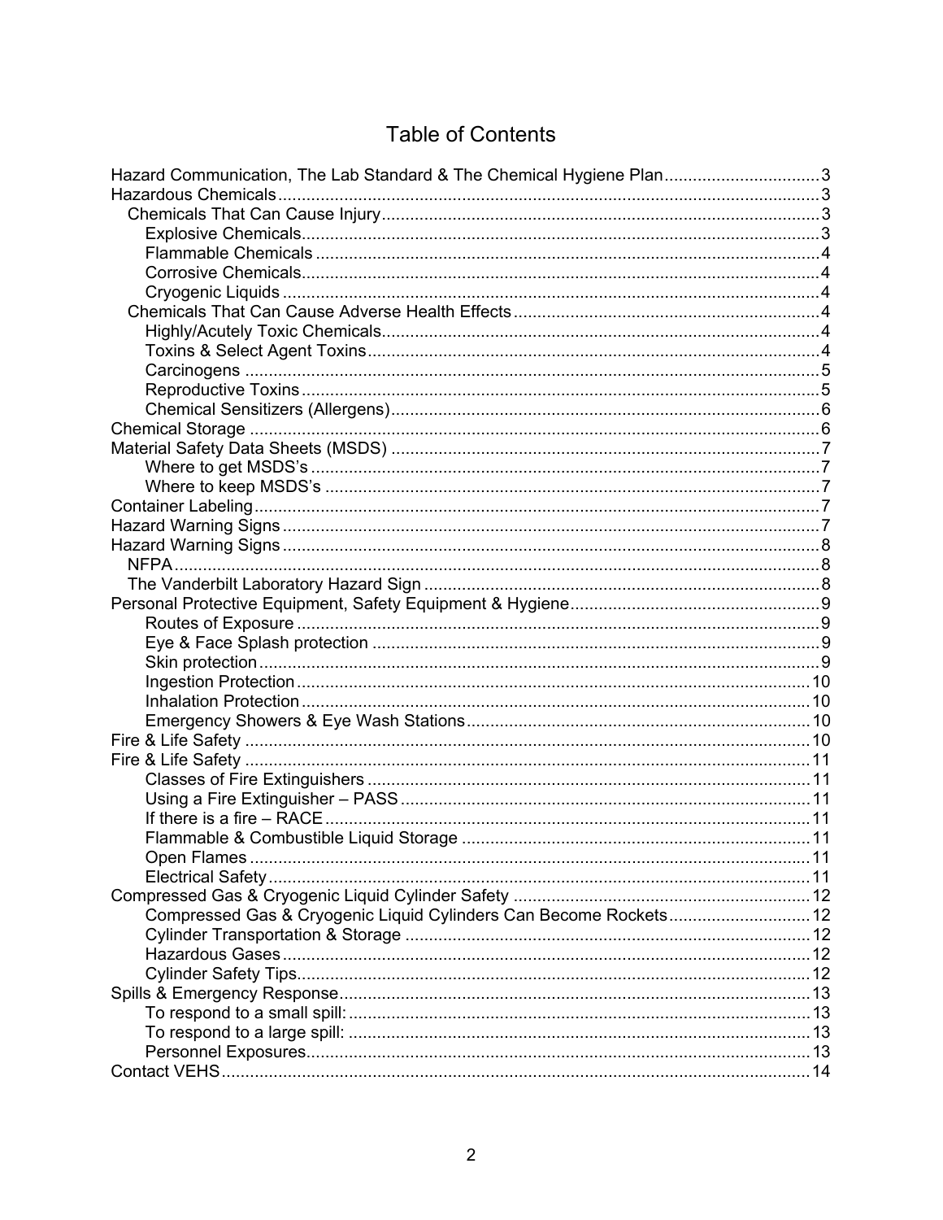# Table of Contents

- Hazard Communication, The Lab Standard & The Chemical Hygiene Plan ....... 3
- Hazardous Chemicals ....... 3
  - Chemicals That Can Cause Injury ....... 3
    - Explosive Chemicals ....... 3
    - Flammable Chemicals ....... 4
    - Corrosive Chemicals ....... 4
    - Cryogenic Liquids ....... 4
  - Chemicals That Can Cause Adverse Health Effects ....... 4
    - Highly/Acutely Toxic Chemicals ....... 4
    - Toxins & Select Agent Toxins ....... 4
    - Carcinogens ....... 5
    - Reproductive Toxins ....... 5
    - Chemical Sensitizers (Allergens) ....... 6
- Chemical Storage ....... 6
- Material Safety Data Sheets (MSDS) ....... 7
    - Where to get MSDS's ....... 7
    - Where to keep MSDS's ....... 7
- Container Labeling ....... 7
- Hazard Warning Signs ....... 7
- Hazard Warning Signs ....... 8
  - NFPA ....... 8
  - The Vanderbilt Laboratory Hazard Sign ....... 8
- Personal Protective Equipment, Safety Equipment & Hygiene ....... 9
    - Routes of Exposure ....... 9
    - Eye & Face Splash protection ....... 9
    - Skin protection ....... 9
    - Ingestion Protection ....... 10
    - Inhalation Protection ....... 10
    - Emergency Showers & Eye Wash Stations ....... 10
- Fire & Life Safety ....... 10
- Fire & Life Safety ....... 11
    - Classes of Fire Extinguishers ....... 11
    - Using a Fire Extinguisher – PASS ....... 11
    - If there is a fire – RACE ....... 11
    - Flammable & Combustible Liquid Storage ....... 11
    - Open Flames ....... 11
    - Electrical Safety ....... 11
- Compressed Gas & Cryogenic Liquid Cylinder Safety ....... 12
    - Compressed Gas & Cryogenic Liquid Cylinders Can Become Rockets ....... 12
    - Cylinder Transportation & Storage ....... 12
    - Hazardous Gases ....... 12
    - Cylinder Safety Tips ....... 12
- Spills & Emergency Response ....... 13
    - To respond to a small spill: ....... 13
    - To respond to a large spill: ....... 13
    - Personnel Exposures ....... 13
- Contact VEHS ....... 14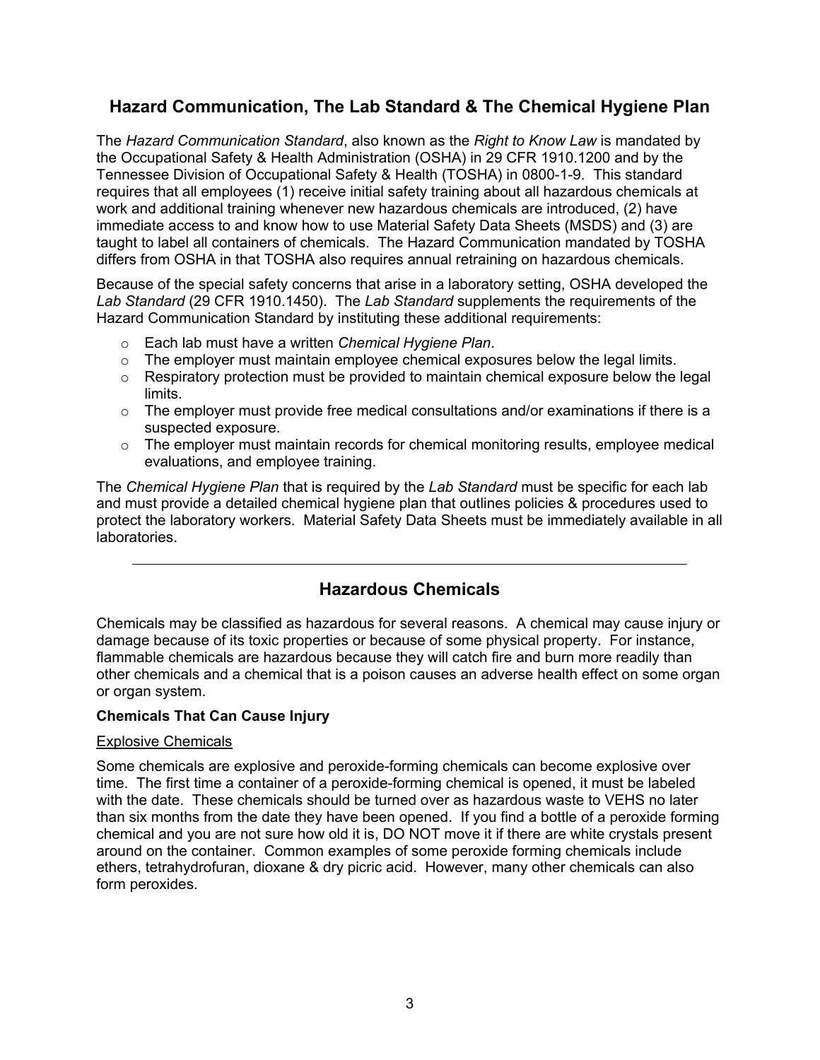## Hazard Communication, The Lab Standard & The Chemical Hygiene Plan

The *Hazard Communication Standard*, also known as the *Right to Know Law* is mandated by the Occupational Safety & Health Administration (OSHA) in 29 CFR 1910.1200 and by the Tennessee Division of Occupational Safety & Health (TOSHA) in 0800-1-9. This standard requires that all employees (1) receive initial safety training about all hazardous chemicals at work and additional training whenever new hazardous chemicals are introduced, (2) have immediate access to and know how to use Material Safety Data Sheets (MSDS) and (3) are taught to label all containers of chemicals. The Hazard Communication mandated by TOSHA differs from OSHA in that TOSHA also requires annual retraining on hazardous chemicals.

Because of the special safety concerns that arise in a laboratory setting, OSHA developed the *Lab Standard* (29 CFR 1910.1450). The *Lab Standard* supplements the requirements of the Hazard Communication Standard by instituting these additional requirements:

- Each lab must have a written *Chemical Hygiene Plan*.
- The employer must maintain employee chemical exposures below the legal limits.
- Respiratory protection must be provided to maintain chemical exposure below the legal limits.
- The employer must provide free medical consultations and/or examinations if there is a suspected exposure.
- The employer must maintain records for chemical monitoring results, employee medical evaluations, and employee training.

The *Chemical Hygiene Plan* that is required by the *Lab Standard* must be specific for each lab and must provide a detailed chemical hygiene plan that outlines policies & procedures used to protect the laboratory workers. Material Safety Data Sheets must be immediately available in all laboratories.

---

## Hazardous Chemicals

Chemicals may be classified as hazardous for several reasons. A chemical may cause injury or damage because of its toxic properties or because of some physical property. For instance, flammable chemicals are hazardous because they will catch fire and burn more readily than other chemicals and a chemical that is a poison causes an adverse health effect on some organ or organ system.

**Chemicals That Can Cause Injury**

Explosive Chemicals

Some chemicals are explosive and peroxide-forming chemicals can become explosive over time. The first time a container of a peroxide-forming chemical is opened, it must be labeled with the date. These chemicals should be turned over as hazardous waste to VEHS no later than six months from the date they have been opened. If you find a bottle of a peroxide forming chemical and you are not sure how old it is, DO NOT move it if there are white crystals present around on the container. Common examples of some peroxide forming chemicals include ethers, tetrahydrofuran, dioxane & dry picric acid. However, many other chemicals can also form peroxides.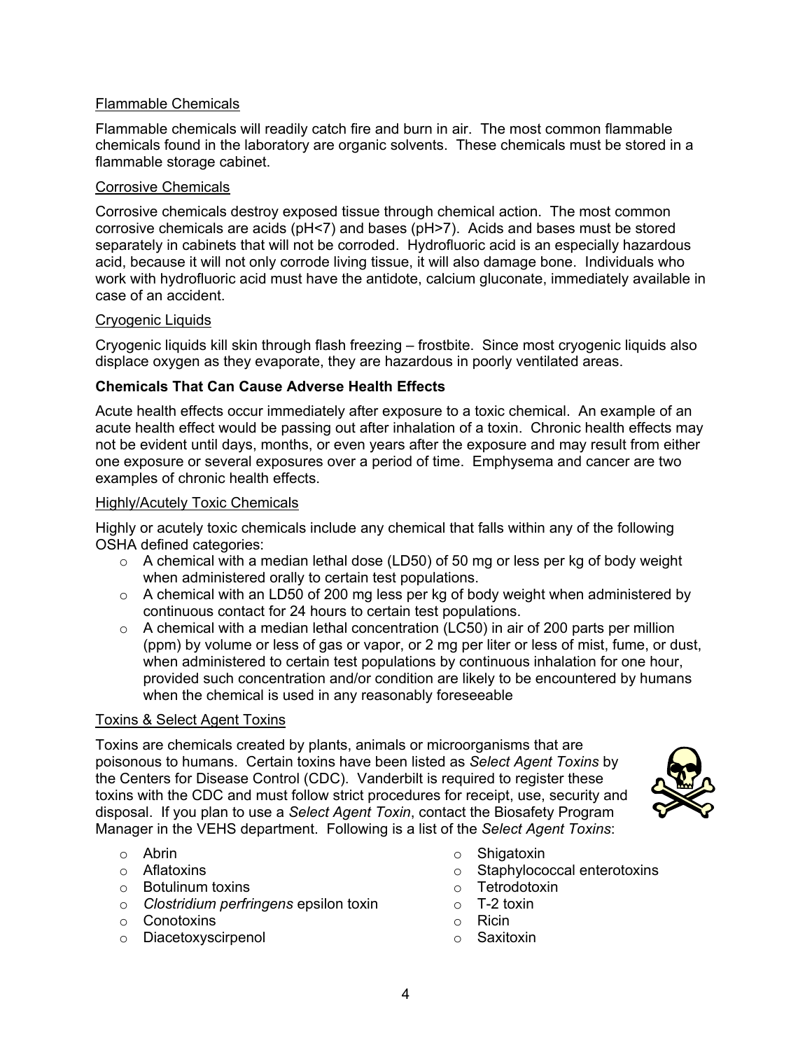<u>Flammable Chemicals</u>

Flammable chemicals will readily catch fire and burn in air. The most common flammable chemicals found in the laboratory are organic solvents. These chemicals must be stored in a flammable storage cabinet.

<u>Corrosive Chemicals</u>

Corrosive chemicals destroy exposed tissue through chemical action. The most common corrosive chemicals are acids (pH<7) and bases (pH>7). Acids and bases must be stored separately in cabinets that will not be corroded. Hydrofluoric acid is an especially hazardous acid, because it will not only corrode living tissue, it will also damage bone. Individuals who work with hydrofluoric acid must have the antidote, calcium gluconate, immediately available in case of an accident.

<u>Cryogenic Liquids</u>

Cryogenic liquids kill skin through flash freezing – frostbite. Since most cryogenic liquids also displace oxygen as they evaporate, they are hazardous in poorly ventilated areas.

**Chemicals That Can Cause Adverse Health Effects**

Acute health effects occur immediately after exposure to a toxic chemical. An example of an acute health effect would be passing out after inhalation of a toxin. Chronic health effects may not be evident until days, months, or even years after the exposure and may result from either one exposure or several exposures over a period of time. Emphysema and cancer are two examples of chronic health effects.

<u>Highly/Acutely Toxic Chemicals</u>

Highly or acutely toxic chemicals include any chemical that falls within any of the following OSHA defined categories:

- A chemical with a median lethal dose (LD50) of 50 mg or less per kg of body weight when administered orally to certain test populations.
- A chemical with an LD50 of 200 mg less per kg of body weight when administered by continuous contact for 24 hours to certain test populations.
- A chemical with a median lethal concentration (LC50) in air of 200 parts per million (ppm) by volume or less of gas or vapor, or 2 mg per liter or less of mist, fume, or dust, when administered to certain test populations by continuous inhalation for one hour, provided such concentration and/or condition are likely to be encountered by humans when the chemical is used in any reasonably foreseeable

<u>Toxins & Select Agent Toxins</u>

Toxins are chemicals created by plants, animals or microorganisms that are poisonous to humans. Certain toxins have been listed as *Select Agent Toxins* by the Centers for Disease Control (CDC). Vanderbilt is required to register these toxins with the CDC and must follow strict procedures for receipt, use, security and disposal. If you plan to use a *Select Agent Toxin*, contact the Biosafety Program Manager in the VEHS department. Following is a list of the *Select Agent Toxins*:

- Abrin
- Aflatoxins
- Botulinum toxins
- *Clostridium perfringens* epsilon toxin
- Conotoxins
- Diacetoxyscirpenol
- Shigatoxin
- Staphylococcal enterotoxins
- Tetrodotoxin
- T-2 toxin
- Ricin
- Saxitoxin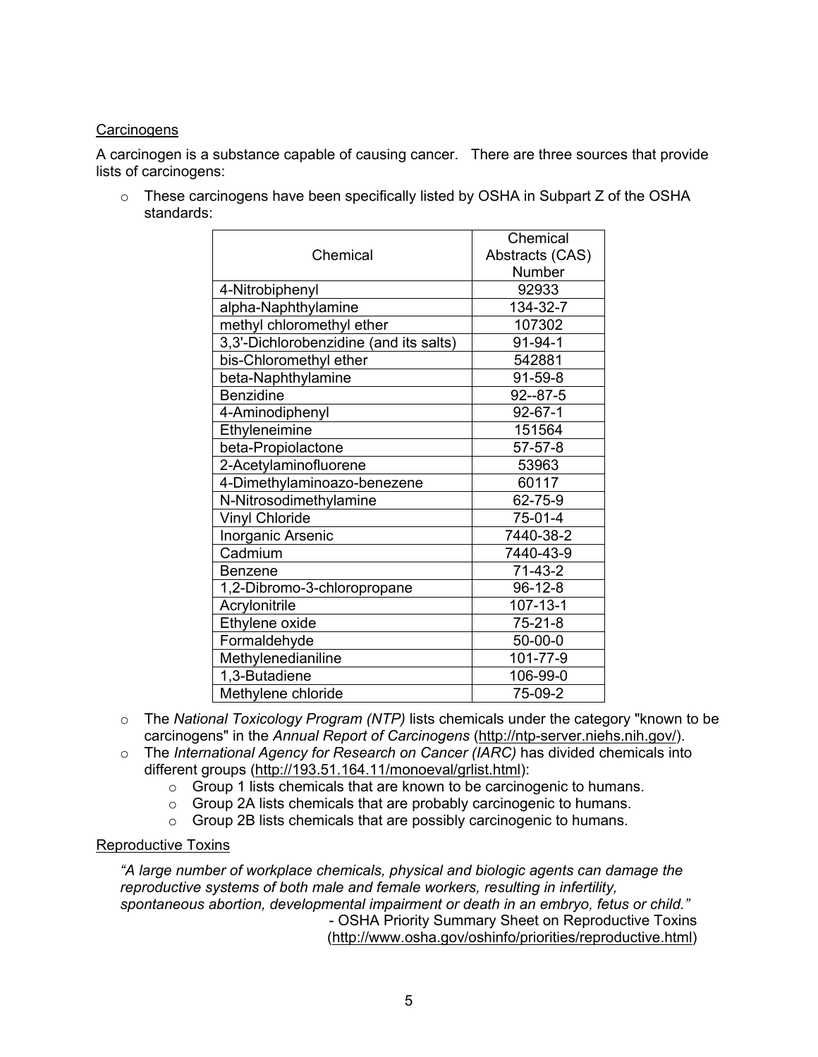Carcinogens

A carcinogen is a substance capable of causing cancer. There are three sources that provide lists of carcinogens:

- These carcinogens have been specifically listed by OSHA in Subpart Z of the OSHA standards:

| Chemical | Chemical Abstracts (CAS) Number |
|---|---|
| 4-Nitrobiphenyl | 92933 |
| alpha-Naphthylamine | 134-32-7 |
| methyl chloromethyl ether | 107302 |
| 3,3'-Dichlorobenzidine (and its salts) | 91-94-1 |
| bis-Chloromethyl ether | 542881 |
| beta-Naphthylamine | 91-59-8 |
| Benzidine | 92--87-5 |
| 4-Aminodiphenyl | 92-67-1 |
| Ethyleneimine | 151564 |
| beta-Propiolactone | 57-57-8 |
| 2-Acetylaminofluorene | 53963 |
| 4-Dimethylaminoazo-benezene | 60117 |
| N-Nitrosodimethylamine | 62-75-9 |
| Vinyl Chloride | 75-01-4 |
| Inorganic Arsenic | 7440-38-2 |
| Cadmium | 7440-43-9 |
| Benzene | 71-43-2 |
| 1,2-Dibromo-3-chloropropane | 96-12-8 |
| Acrylonitrile | 107-13-1 |
| Ethylene oxide | 75-21-8 |
| Formaldehyde | 50-00-0 |
| Methylenedianiline | 101-77-9 |
| 1,3-Butadiene | 106-99-0 |
| Methylene chloride | 75-09-2 |

- The *National Toxicology Program (NTP)* lists chemicals under the category "known to be carcinogens" in the *Annual Report of Carcinogens* (http://ntp-server.niehs.nih.gov/).
- The *International Agency for Research on Cancer (IARC)* has divided chemicals into different groups (http://193.51.164.11/monoeval/grlist.html):
  - Group 1 lists chemicals that are known to be carcinogenic to humans.
  - Group 2A lists chemicals that are probably carcinogenic to humans.
  - Group 2B lists chemicals that are possibly carcinogenic to humans.

Reproductive Toxins

*"A large number of workplace chemicals, physical and biologic agents can damage the reproductive systems of both male and female workers, resulting in infertility, spontaneous abortion, developmental impairment or death in an embryo, fetus or child."*

- OSHA Priority Summary Sheet on Reproductive Toxins (http://www.osha.gov/oshinfo/priorities/reproductive.html)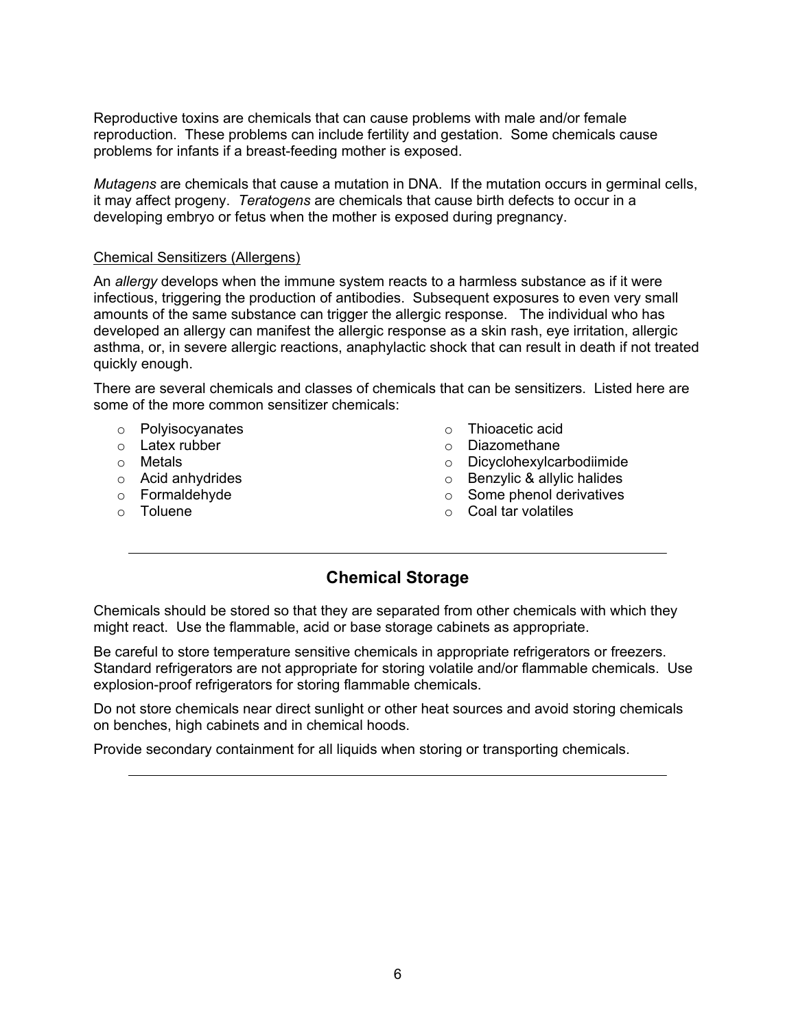Reproductive toxins are chemicals that can cause problems with male and/or female reproduction. These problems can include fertility and gestation. Some chemicals cause problems for infants if a breast-feeding mother is exposed.

*Mutagens* are chemicals that cause a mutation in DNA. If the mutation occurs in germinal cells, it may affect progeny. *Teratogens* are chemicals that cause birth defects to occur in a developing embryo or fetus when the mother is exposed during pregnancy.

<u>Chemical Sensitizers (Allergens)</u>

An *allergy* develops when the immune system reacts to a harmless substance as if it were infectious, triggering the production of antibodies. Subsequent exposures to even very small amounts of the same substance can trigger the allergic response. The individual who has developed an allergy can manifest the allergic response as a skin rash, eye irritation, allergic asthma, or, in severe allergic reactions, anaphylactic shock that can result in death if not treated quickly enough.

There are several chemicals and classes of chemicals that can be sensitizers. Listed here are some of the more common sensitizer chemicals:

- Polyisocyanates
- Latex rubber
- Metals
- Acid anhydrides
- Formaldehyde
- Toluene
- Thioacetic acid
- Diazomethane
- Dicyclohexylcarbodiimide
- Benzylic & allylic halides
- Some phenol derivatives
- Coal tar volatiles

---

## Chemical Storage

Chemicals should be stored so that they are separated from other chemicals with which they might react. Use the flammable, acid or base storage cabinets as appropriate.

Be careful to store temperature sensitive chemicals in appropriate refrigerators or freezers. Standard refrigerators are not appropriate for storing volatile and/or flammable chemicals. Use explosion-proof refrigerators for storing flammable chemicals.

Do not store chemicals near direct sunlight or other heat sources and avoid storing chemicals on benches, high cabinets and in chemical hoods.

Provide secondary containment for all liquids when storing or transporting chemicals.

---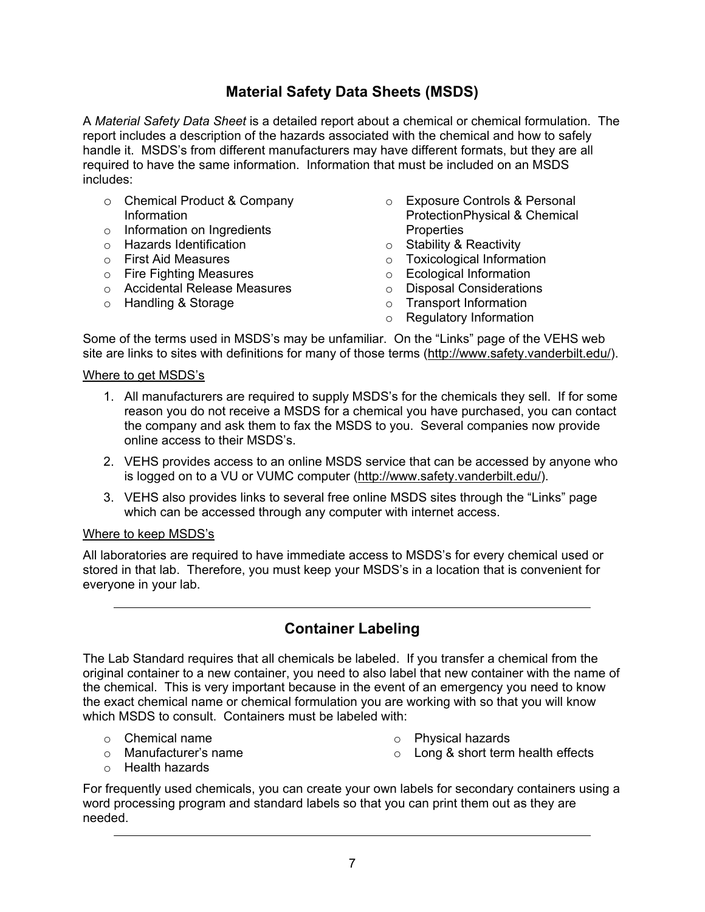## Material Safety Data Sheets (MSDS)

A *Material Safety Data Sheet* is a detailed report about a chemical or chemical formulation. The report includes a description of the hazards associated with the chemical and how to safely handle it. MSDS's from different manufacturers may have different formats, but they are all required to have the same information. Information that must be included on an MSDS includes:

- Chemical Product & Company Information
- Information on Ingredients
- Hazards Identification
- First Aid Measures
- Fire Fighting Measures
- Accidental Release Measures
- Handling & Storage
- Exposure Controls & Personal ProtectionPhysical & Chemical Properties
- Stability & Reactivity
- Toxicological Information
- Ecological Information
- Disposal Considerations
- Transport Information
- Regulatory Information

Some of the terms used in MSDS's may be unfamiliar. On the "Links" page of the VEHS web site are links to sites with definitions for many of those terms (http://www.safety.vanderbilt.edu/).

Where to get MSDS's

1. All manufacturers are required to supply MSDS's for the chemicals they sell. If for some reason you do not receive a MSDS for a chemical you have purchased, you can contact the company and ask them to fax the MSDS to you. Several companies now provide online access to their MSDS's.
2. VEHS provides access to an online MSDS service that can be accessed by anyone who is logged on to a VU or VUMC computer (http://www.safety.vanderbilt.edu/).
3. VEHS also provides links to several free online MSDS sites through the "Links" page which can be accessed through any computer with internet access.

Where to keep MSDS's

All laboratories are required to have immediate access to MSDS's for every chemical used or stored in that lab. Therefore, you must keep your MSDS's in a location that is convenient for everyone in your lab.

---

## Container Labeling

The Lab Standard requires that all chemicals be labeled. If you transfer a chemical from the original container to a new container, you need to also label that new container with the name of the chemical. This is very important because in the event of an emergency you need to know the exact chemical name or chemical formulation you are working with so that you will know which MSDS to consult. Containers must be labeled with:

- Chemical name
- Manufacturer's name
- Health hazards
- Physical hazards
- Long & short term health effects

For frequently used chemicals, you can create your own labels for secondary containers using a word processing program and standard labels so that you can print them out as they are needed.

---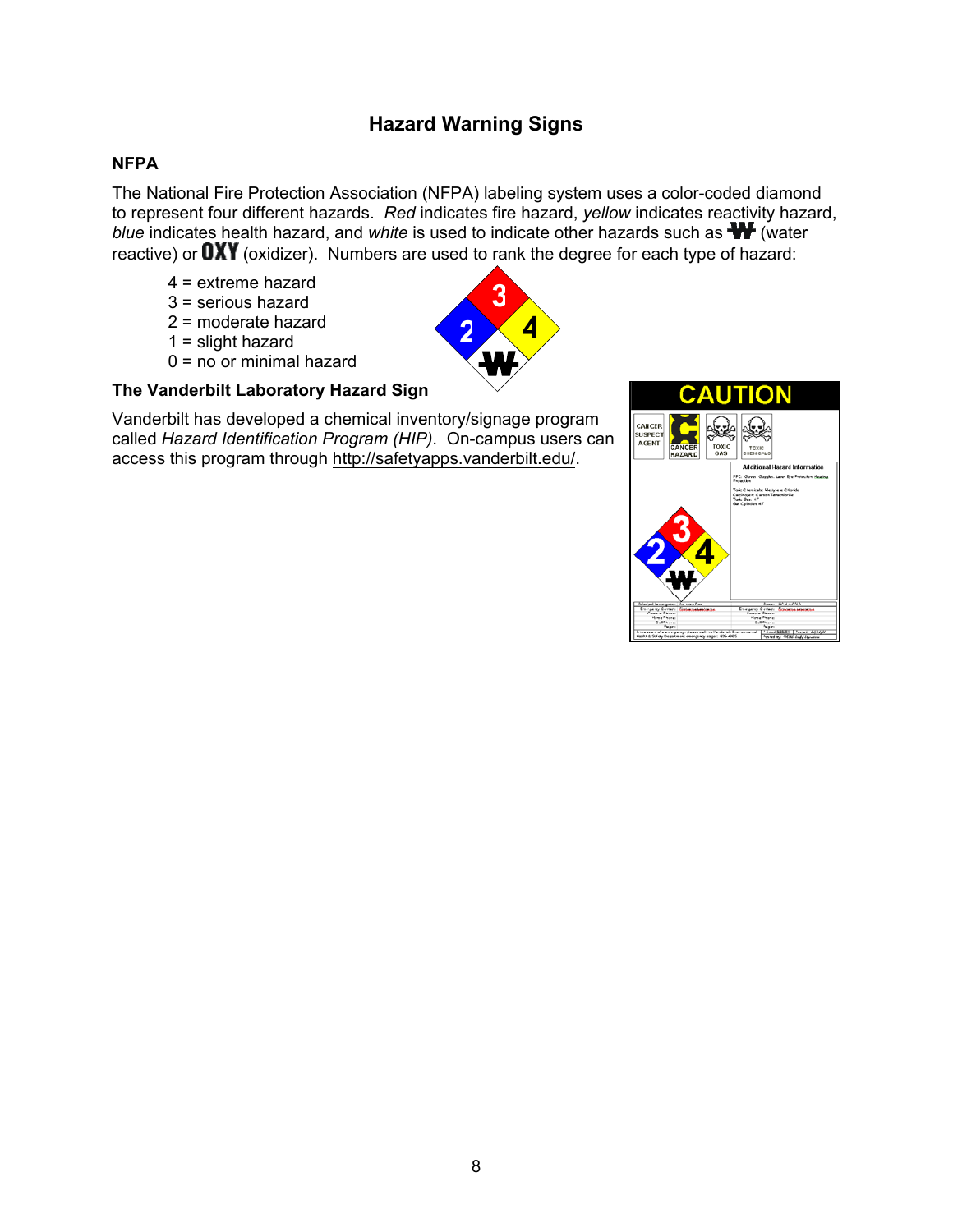# Hazard Warning Signs

## NFPA

The National Fire Protection Association (NFPA) labeling system uses a color-coded diamond to represent four different hazards. *Red* indicates fire hazard, *yellow* indicates reactivity hazard, *blue* indicates health hazard, and *white* is used to indicate other hazards such as W (water reactive) or OXY (oxidizer). Numbers are used to rank the degree for each type of hazard:

- 4 = extreme hazard
- 3 = serious hazard
- 2 = moderate hazard
- 1 = slight hazard
- 0 = no or minimal hazard

## The Vanderbilt Laboratory Hazard Sign

Vanderbilt has developed a chemical inventory/signage program called *Hazard Identification Program (HIP)*. On-campus users can access this program through http://safetyapps.vanderbilt.edu/.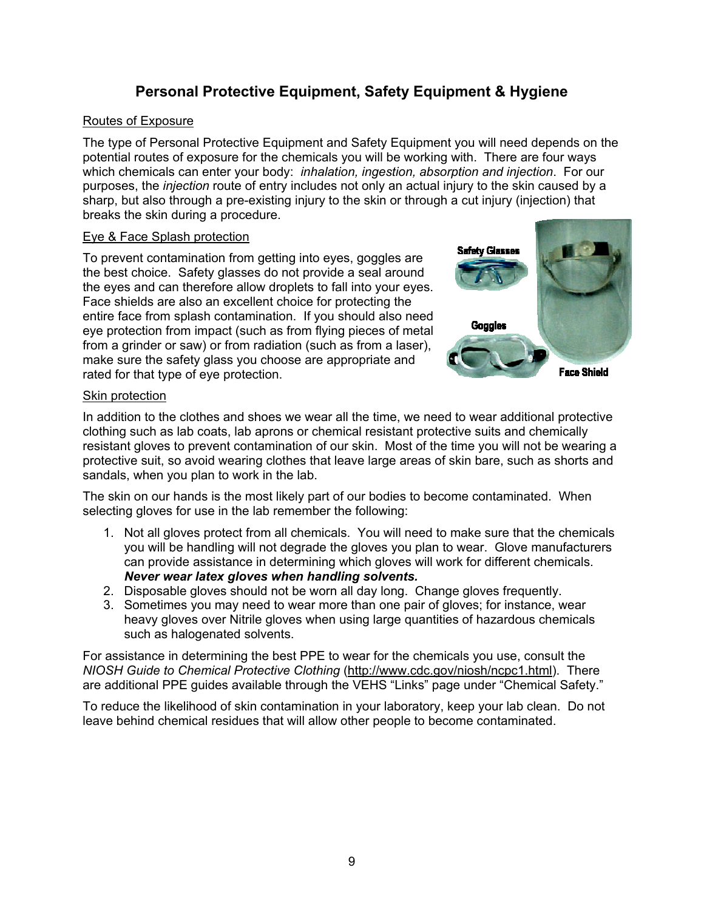# Personal Protective Equipment, Safety Equipment & Hygiene

## Routes of Exposure

The type of Personal Protective Equipment and Safety Equipment you will need depends on the potential routes of exposure for the chemicals you will be working with. There are four ways which chemicals can enter your body: *inhalation, ingestion, absorption and injection*. For our purposes, the *injection* route of entry includes not only an actual injury to the skin caused by a sharp, but also through a pre-existing injury to the skin or through a cut injury (injection) that breaks the skin during a procedure.

## Eye & Face Splash protection

To prevent contamination from getting into eyes, goggles are the best choice. Safety glasses do not provide a seal around the eyes and can therefore allow droplets to fall into your eyes. Face shields are also an excellent choice for protecting the entire face from splash contamination. If you should also need eye protection from impact (such as from flying pieces of metal from a grinder or saw) or from radiation (such as from a laser), make sure the safety glass you choose are appropriate and rated for that type of eye protection.

Safety Glasses

Goggles

Face Shield

## Skin protection

In addition to the clothes and shoes we wear all the time, we need to wear additional protective clothing such as lab coats, lab aprons or chemical resistant protective suits and chemically resistant gloves to prevent contamination of our skin. Most of the time you will not be wearing a protective suit, so avoid wearing clothes that leave large areas of skin bare, such as shorts and sandals, when you plan to work in the lab.

The skin on our hands is the most likely part of our bodies to become contaminated. When selecting gloves for use in the lab remember the following:

1. Not all gloves protect from all chemicals. You will need to make sure that the chemicals you will be handling will not degrade the gloves you plan to wear. Glove manufacturers can provide assistance in determining which gloves will work for different chemicals. ***Never wear latex gloves when handling solvents.***
2. Disposable gloves should not be worn all day long. Change gloves frequently.
3. Sometimes you may need to wear more than one pair of gloves; for instance, wear heavy gloves over Nitrile gloves when using large quantities of hazardous chemicals such as halogenated solvents.

For assistance in determining the best PPE to wear for the chemicals you use, consult the *NIOSH Guide to Chemical Protective Clothing* (http://www.cdc.gov/niosh/ncpc1.html). There are additional PPE guides available through the VEHS "Links" page under "Chemical Safety."

To reduce the likelihood of skin contamination in your laboratory, keep your lab clean. Do not leave behind chemical residues that will allow other people to become contaminated.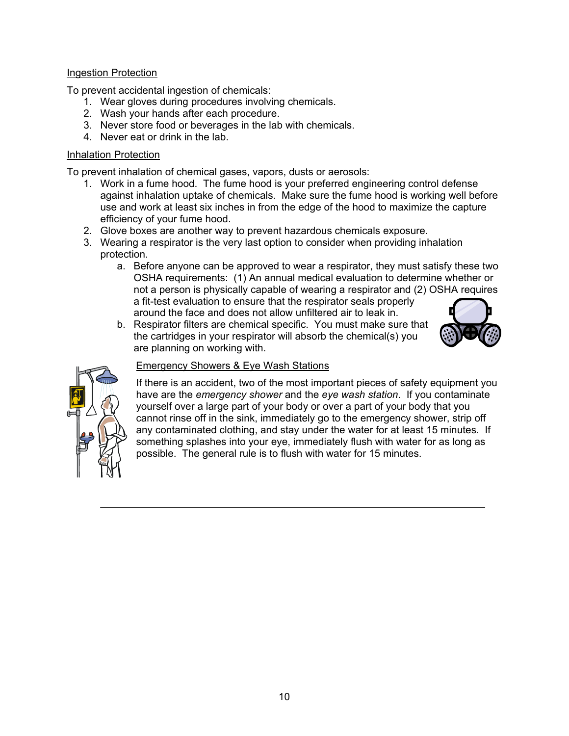Ingestion Protection

To prevent accidental ingestion of chemicals:

1. Wear gloves during procedures involving chemicals.
2. Wash your hands after each procedure.
3. Never store food or beverages in the lab with chemicals.
4. Never eat or drink in the lab.

Inhalation Protection

To prevent inhalation of chemical gases, vapors, dusts or aerosols:

1. Work in a fume hood. The fume hood is your preferred engineering control defense against inhalation uptake of chemicals. Make sure the fume hood is working well before use and work at least six inches in from the edge of the hood to maximize the capture efficiency of your fume hood.
2. Glove boxes are another way to prevent hazardous chemicals exposure.
3. Wearing a respirator is the very last option to consider when providing inhalation protection.
   a. Before anyone can be approved to wear a respirator, they must satisfy these two OSHA requirements: (1) An annual medical evaluation to determine whether or not a person is physically capable of wearing a respirator and (2) OSHA requires a fit-test evaluation to ensure that the respirator seals properly around the face and does not allow unfiltered air to leak in.
   b. Respirator filters are chemical specific. You must make sure that the cartridges in your respirator will absorb the chemical(s) you are planning on working with.

Emergency Showers & Eye Wash Stations

If there is an accident, two of the most important pieces of safety equipment you have are the *emergency shower* and the *eye wash station*. If you contaminate yourself over a large part of your body or over a part of your body that you cannot rinse off in the sink, immediately go to the emergency shower, strip off any contaminated clothing, and stay under the water for at least 15 minutes. If something splashes into your eye, immediately flush with water for as long as possible. The general rule is to flush with water for 15 minutes.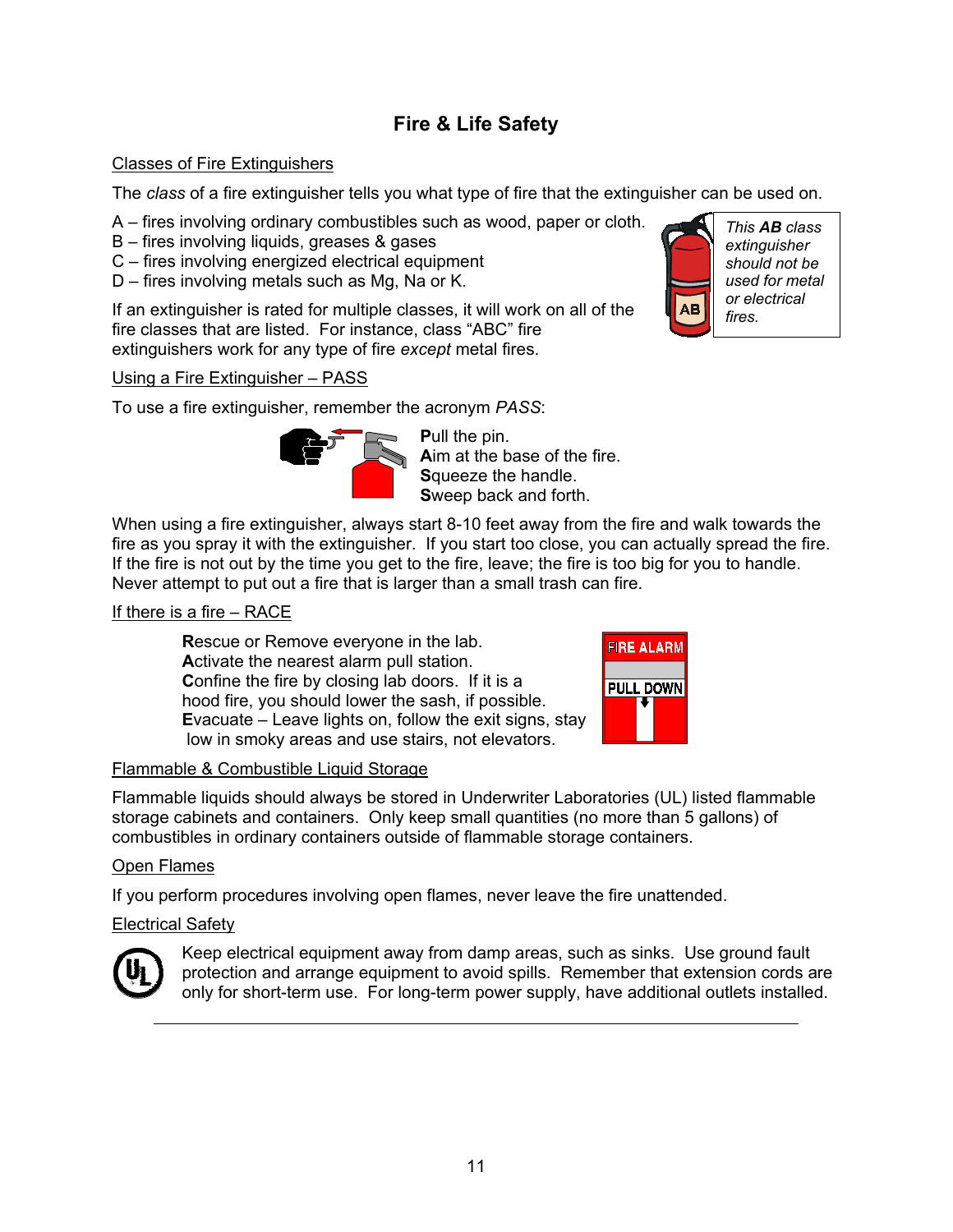# Fire & Life Safety

## Classes of Fire Extinguishers

The *class* of a fire extinguisher tells you what type of fire that the extinguisher can be used on.

A – fires involving ordinary combustibles such as wood, paper or cloth.
B – fires involving liquids, greases & gases
C – fires involving energized electrical equipment
D – fires involving metals such as Mg, Na or K.

If an extinguisher is rated for multiple classes, it will work on all of the fire classes that are listed. For instance, class "ABC" fire extinguishers work for any type of fire *except* metal fires.

*This **AB** class extinguisher should not be used for metal or electrical fires.*

## Using a Fire Extinguisher – PASS

To use a fire extinguisher, remember the acronym *PASS*:

**P**ull the pin.
**A**im at the base of the fire.
**S**queeze the handle.
**S**weep back and forth.

When using a fire extinguisher, always start 8-10 feet away from the fire and walk towards the fire as you spray it with the extinguisher. If you start too close, you can actually spread the fire. If the fire is not out by the time you get to the fire, leave; the fire is too big for you to handle. Never attempt to put out a fire that is larger than a small trash can fire.

## If there is a fire – RACE

**R**escue or Remove everyone in the lab.
**A**ctivate the nearest alarm pull station.
**C**onfine the fire by closing lab doors. If it is a hood fire, you should lower the sash, if possible.
**E**vacuate – Leave lights on, follow the exit signs, stay low in smoky areas and use stairs, not elevators.

## Flammable & Combustible Liquid Storage

Flammable liquids should always be stored in Underwriter Laboratories (UL) listed flammable storage cabinets and containers. Only keep small quantities (no more than 5 gallons) of combustibles in ordinary containers outside of flammable storage containers.

## Open Flames

If you perform procedures involving open flames, never leave the fire unattended.

## Electrical Safety

Keep electrical equipment away from damp areas, such as sinks. Use ground fault protection and arrange equipment to avoid spills. Remember that extension cords are only for short-term use. For long-term power supply, have additional outlets installed.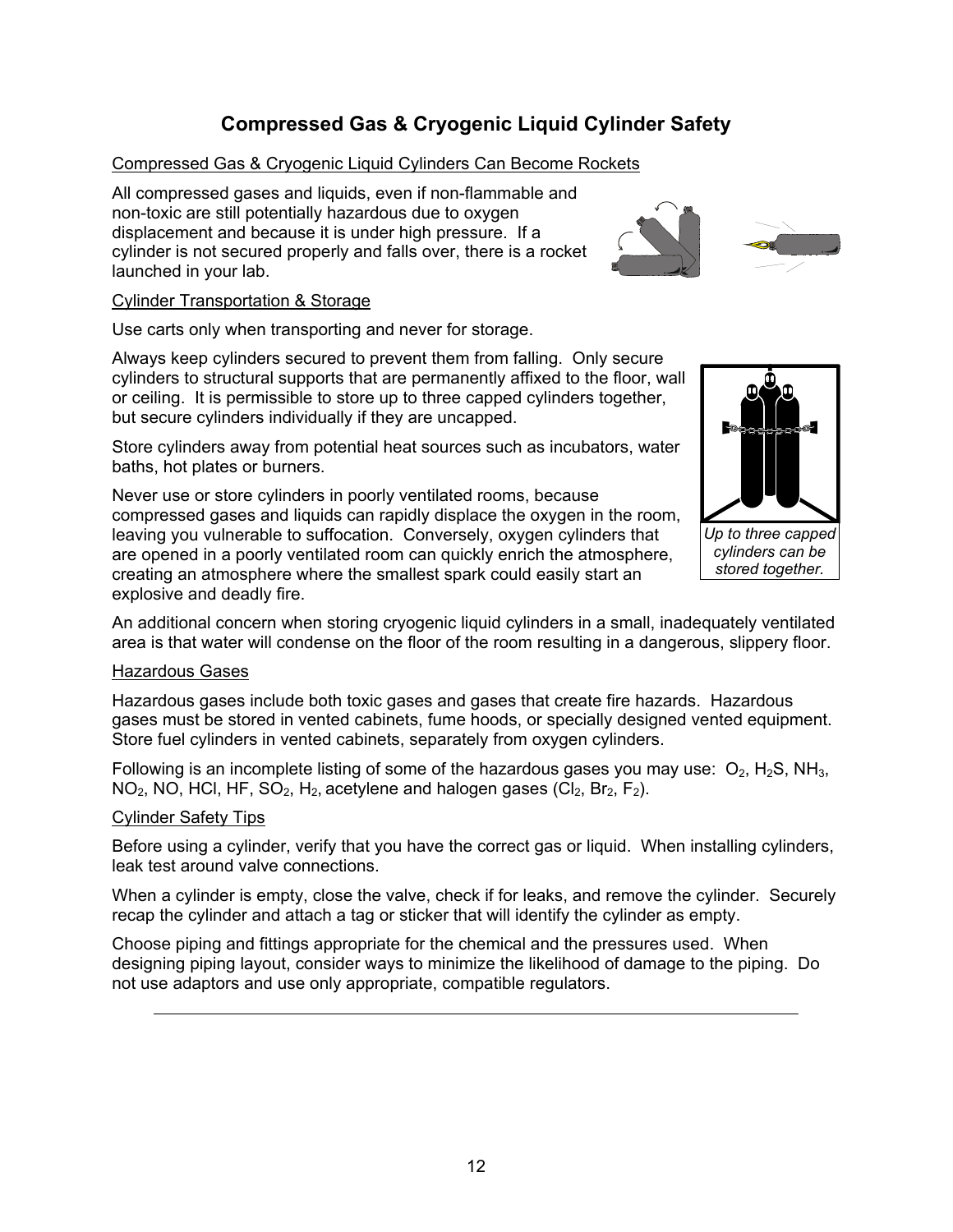# Compressed Gas & Cryogenic Liquid Cylinder Safety

## Compressed Gas & Cryogenic Liquid Cylinders Can Become Rockets

All compressed gases and liquids, even if non-flammable and non-toxic are still potentially hazardous due to oxygen displacement and because it is under high pressure. If a cylinder is not secured properly and falls over, there is a rocket launched in your lab.

## Cylinder Transportation & Storage

Use carts only when transporting and never for storage.

Always keep cylinders secured to prevent them from falling. Only secure cylinders to structural supports that are permanently affixed to the floor, wall or ceiling. It is permissible to store up to three capped cylinders together, but secure cylinders individually if they are uncapped.

*Up to three capped cylinders can be stored together.*

Store cylinders away from potential heat sources such as incubators, water baths, hot plates or burners.

Never use or store cylinders in poorly ventilated rooms, because compressed gases and liquids can rapidly displace the oxygen in the room, leaving you vulnerable to suffocation. Conversely, oxygen cylinders that are opened in a poorly ventilated room can quickly enrich the atmosphere, creating an atmosphere where the smallest spark could easily start an explosive and deadly fire.

An additional concern when storing cryogenic liquid cylinders in a small, inadequately ventilated area is that water will condense on the floor of the room resulting in a dangerous, slippery floor.

## Hazardous Gases

Hazardous gases include both toxic gases and gases that create fire hazards. Hazardous gases must be stored in vented cabinets, fume hoods, or specially designed vented equipment. Store fuel cylinders in vented cabinets, separately from oxygen cylinders.

Following is an incomplete listing of some of the hazardous gases you may use: $O_2$, $H_2S$, $NH_3$, $NO_2$, NO, HCl, HF, $SO_2$, $H_2$, acetylene and halogen gases ($Cl_2$, $Br_2$, $F_2$).

## Cylinder Safety Tips

Before using a cylinder, verify that you have the correct gas or liquid. When installing cylinders, leak test around valve connections.

When a cylinder is empty, close the valve, check if for leaks, and remove the cylinder. Securely recap the cylinder and attach a tag or sticker that will identify the cylinder as empty.

Choose piping and fittings appropriate for the chemical and the pressures used. When designing piping layout, consider ways to minimize the likelihood of damage to the piping. Do not use adaptors and use only appropriate, compatible regulators.

---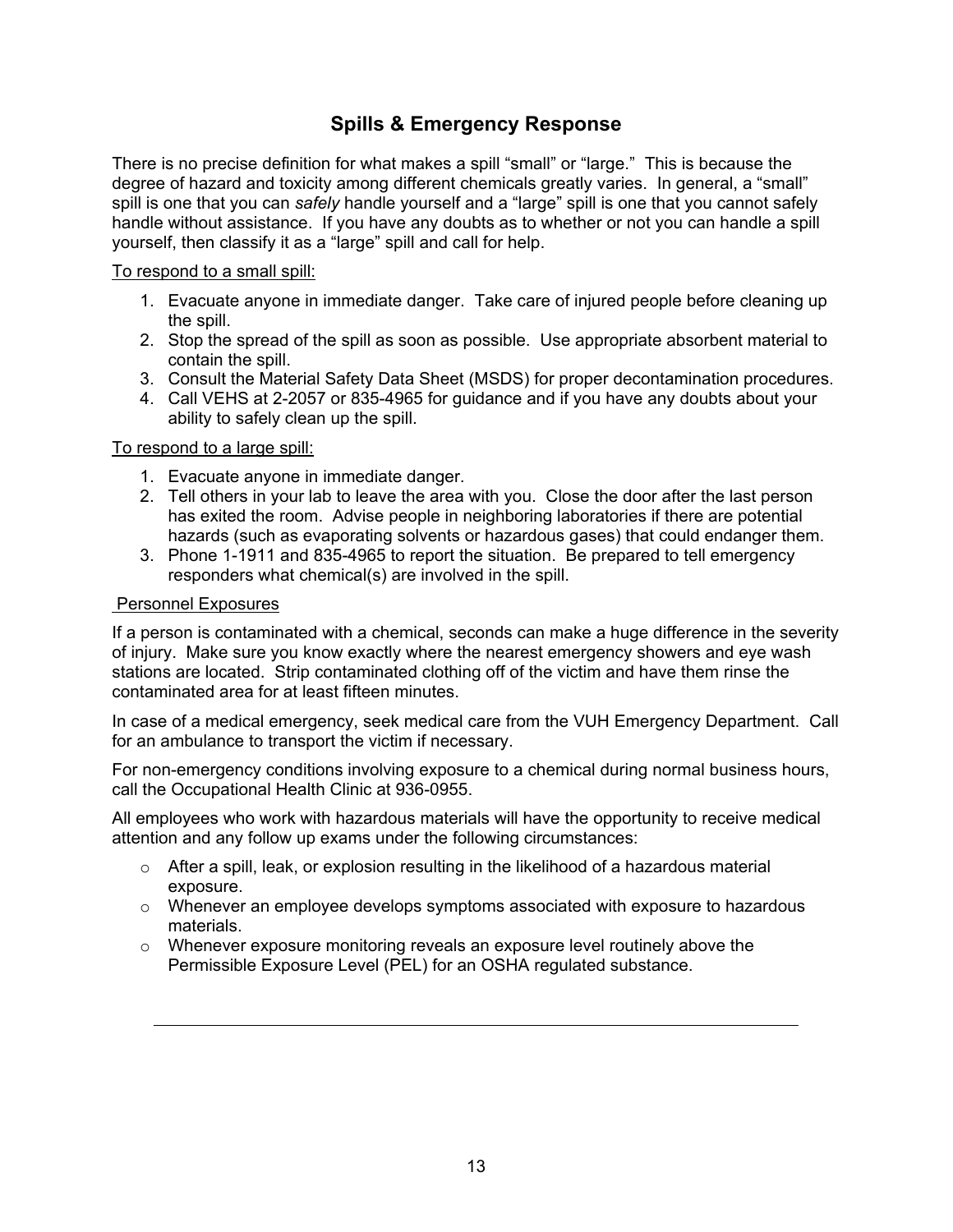## Spills & Emergency Response

There is no precise definition for what makes a spill "small" or "large." This is because the degree of hazard and toxicity among different chemicals greatly varies. In general, a "small" spill is one that you can *safely* handle yourself and a "large" spill is one that you cannot safely handle without assistance. If you have any doubts as to whether or not you can handle a spill yourself, then classify it as a "large" spill and call for help.

<u>To respond to a small spill:</u>

1. Evacuate anyone in immediate danger. Take care of injured people before cleaning up the spill.
2. Stop the spread of the spill as soon as possible. Use appropriate absorbent material to contain the spill.
3. Consult the Material Safety Data Sheet (MSDS) for proper decontamination procedures.
4. Call VEHS at 2-2057 or 835-4965 for guidance and if you have any doubts about your ability to safely clean up the spill.

<u>To respond to a large spill:</u>

1. Evacuate anyone in immediate danger.
2. Tell others in your lab to leave the area with you. Close the door after the last person has exited the room. Advise people in neighboring laboratories if there are potential hazards (such as evaporating solvents or hazardous gases) that could endanger them.
3. Phone 1-1911 and 835-4965 to report the situation. Be prepared to tell emergency responders what chemical(s) are involved in the spill.

<u>Personnel Exposures</u>

If a person is contaminated with a chemical, seconds can make a huge difference in the severity of injury. Make sure you know exactly where the nearest emergency showers and eye wash stations are located. Strip contaminated clothing off of the victim and have them rinse the contaminated area for at least fifteen minutes.

In case of a medical emergency, seek medical care from the VUH Emergency Department. Call for an ambulance to transport the victim if necessary.

For non-emergency conditions involving exposure to a chemical during normal business hours, call the Occupational Health Clinic at 936-0955.

All employees who work with hazardous materials will have the opportunity to receive medical attention and any follow up exams under the following circumstances:

- After a spill, leak, or explosion resulting in the likelihood of a hazardous material exposure.
- Whenever an employee develops symptoms associated with exposure to hazardous materials.
- Whenever exposure monitoring reveals an exposure level routinely above the Permissible Exposure Level (PEL) for an OSHA regulated substance.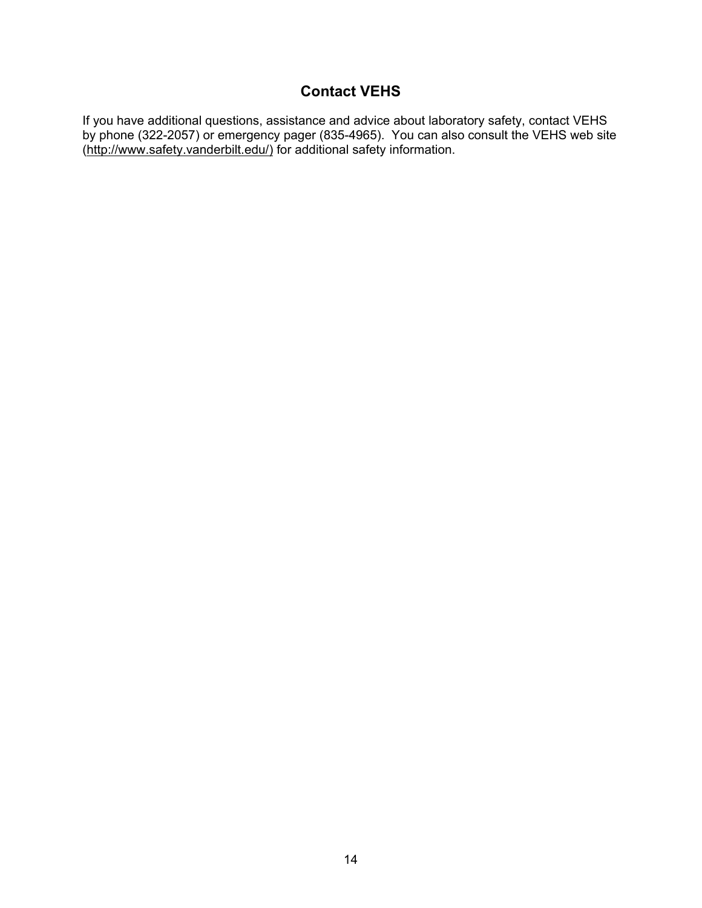## Contact VEHS

If you have additional questions, assistance and advice about laboratory safety, contact VEHS by phone (322-2057) or emergency pager (835-4965). You can also consult the VEHS web site (http://www.safety.vanderbilt.edu/) for additional safety information.